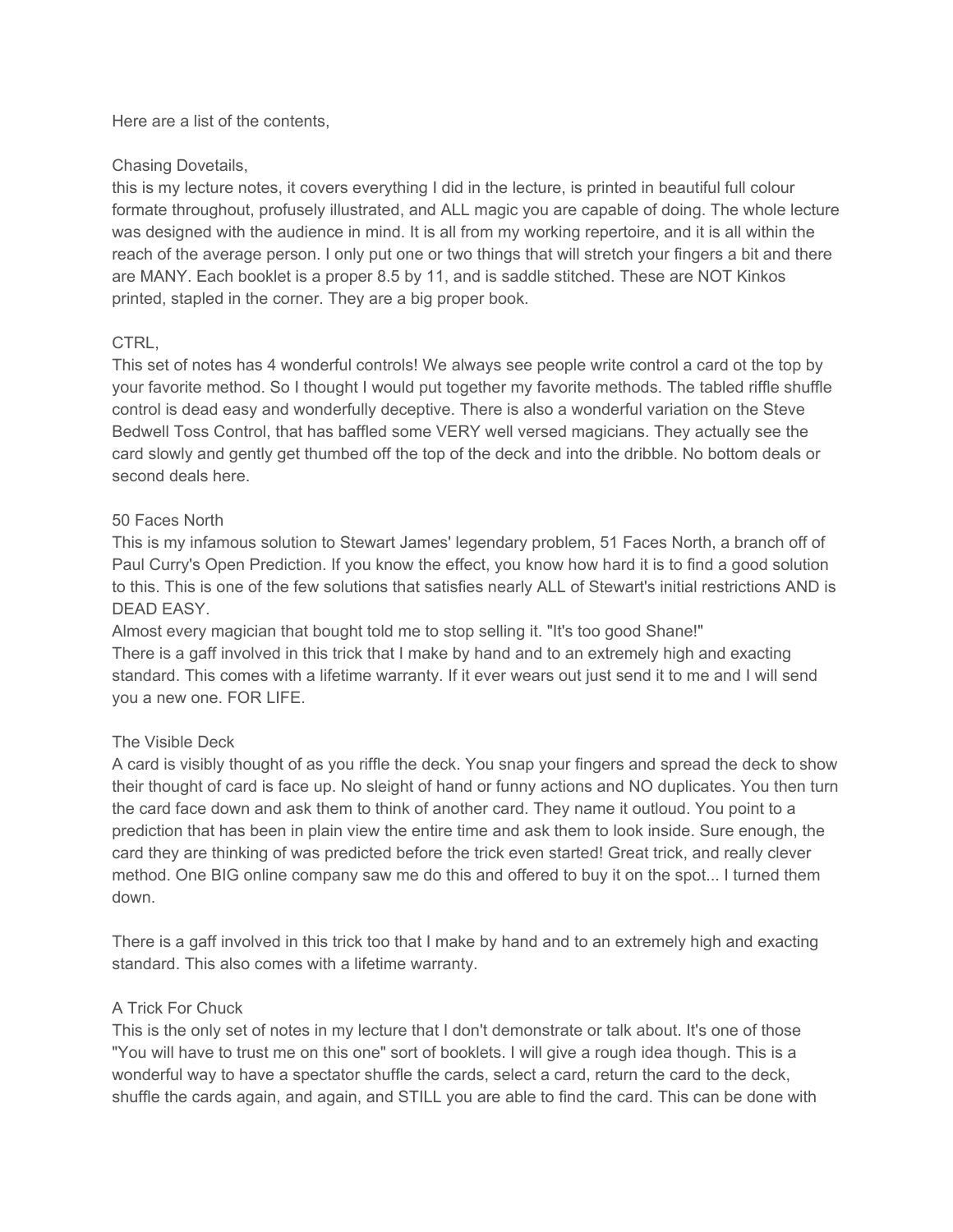Here are a list of the contents,

Chasing Dovetails,
this is my lecture notes, it covers everything I did in the lecture, is printed in beautiful full colour formate throughout, profusely illustrated, and ALL magic you are capable of doing. The whole lecture was designed with the audience in mind. It is all from my working repertoire, and it is all within the reach of the average person. I only put one or two things that will stretch your fingers a bit and there are MANY. Each booklet is a proper 8.5 by 11, and is saddle stitched. These are NOT Kinkos printed, stapled in the corner. They are a big proper book.

CTRL,
This set of notes has 4 wonderful controls! We always see people write control a card ot the top by your favorite method. So I thought I would put together my favorite methods. The tabled riffle shuffle control is dead easy and wonderfully deceptive. There is also a wonderful variation on the Steve Bedwell Toss Control, that has baffled some VERY well versed magicians. They actually see the card slowly and gently get thumbed off the top of the deck and into the dribble. No bottom deals or second deals here.

50 Faces North
This is my infamous solution to Stewart James' legendary problem, 51 Faces North, a branch off of Paul Curry's Open Prediction. If you know the effect, you know how hard it is to find a good solution to this. This is one of the few solutions that satisfies nearly ALL of Stewart's initial restrictions AND is DEAD EASY.
Almost every magician that bought told me to stop selling it. "It's too good Shane!"
There is a gaff involved in this trick that I make by hand and to an extremely high and exacting standard. This comes with a lifetime warranty. If it ever wears out just send it to me and I will send you a new one. FOR LIFE.

The Visible Deck
A card is visibly thought of as you riffle the deck. You snap your fingers and spread the deck to show their thought of card is face up. No sleight of hand or funny actions and NO duplicates. You then turn the card face down and ask them to think of another card. They name it outloud. You point to a prediction that has been in plain view the entire time and ask them to look inside. Sure enough, the card they are thinking of was predicted before the trick even started! Great trick, and really clever method. One BIG online company saw me do this and offered to buy it on the spot... I turned them down.

There is a gaff involved in this trick too that I make by hand and to an extremely high and exacting standard. This also comes with a lifetime warranty.

A Trick For Chuck
This is the only set of notes in my lecture that I don't demonstrate or talk about. It's one of those "You will have to trust me on this one" sort of booklets. I will give a rough idea though. This is a wonderful way to have a spectator shuffle the cards, select a card, return the card to the deck, shuffle the cards again, and again, and STILL you are able to find the card. This can be done with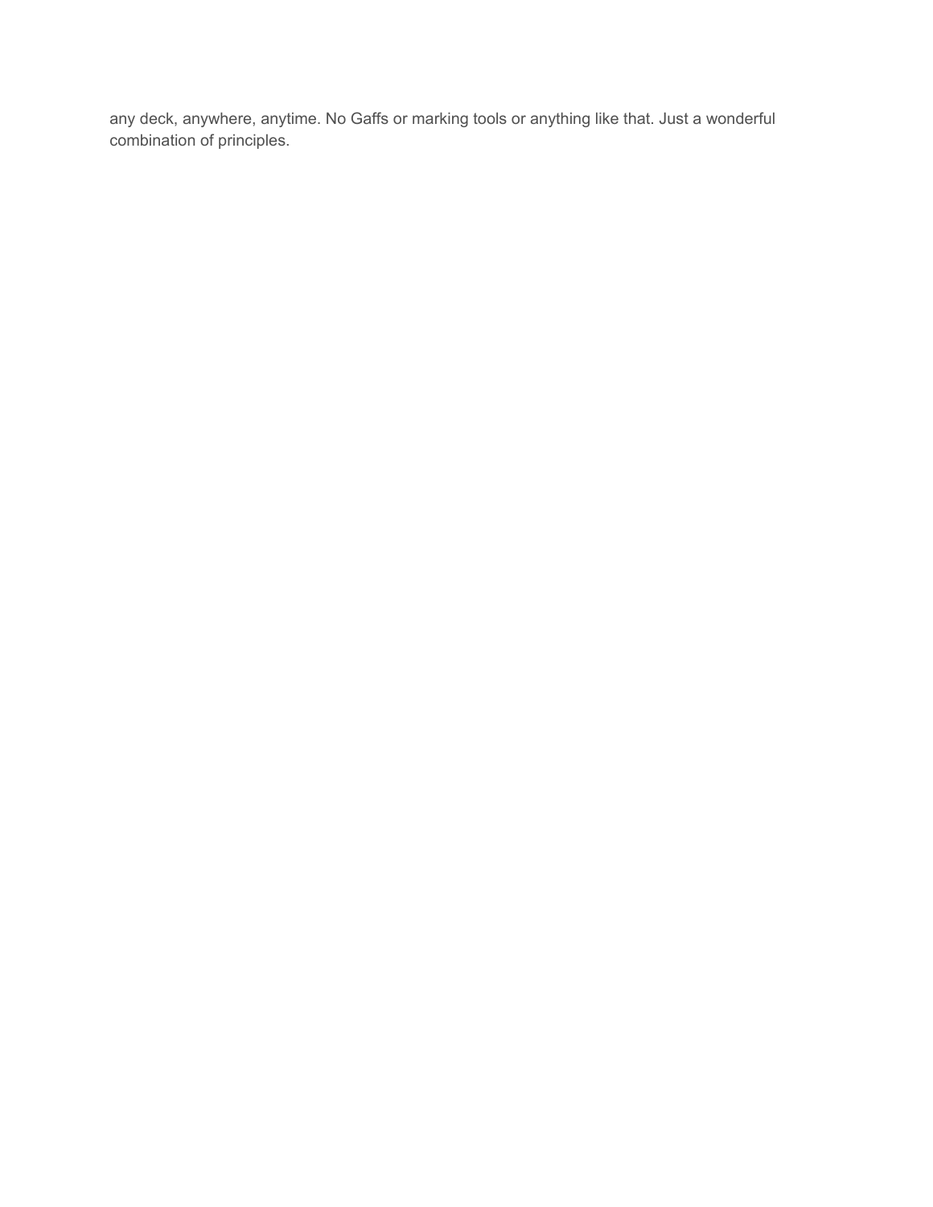any deck, anywhere, anytime. No Gaffs or marking tools or anything like that. Just a wonderful combination of principles.